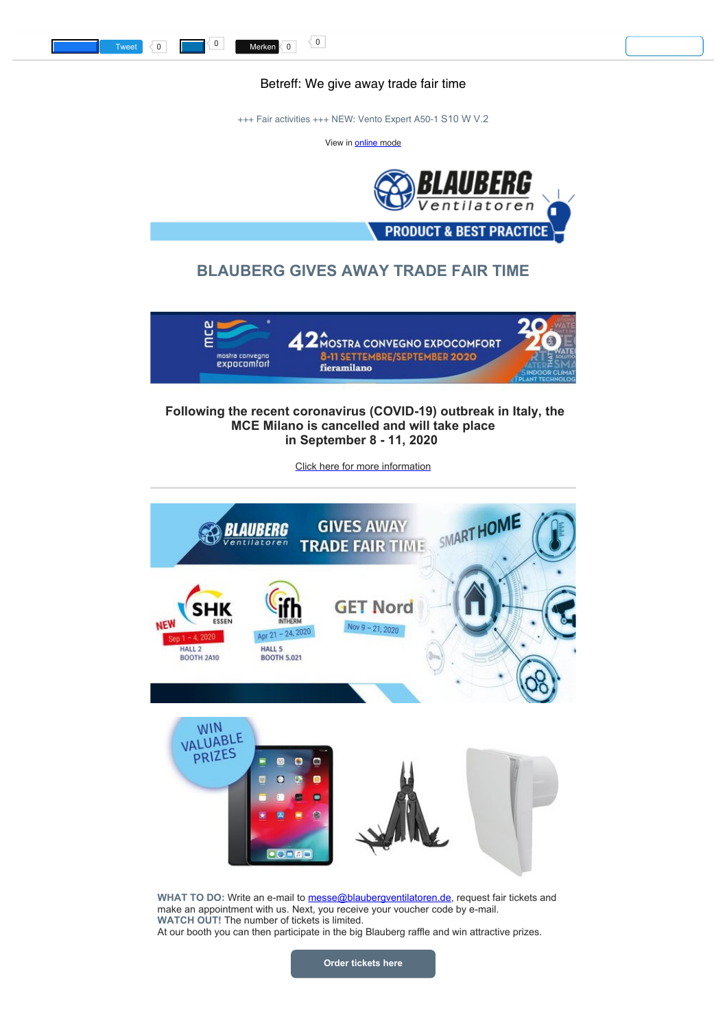Tweet 0 0 Merken 0 0

Betreff: We give away trade fair time

+++ Fair activities +++ NEW: Vento Expert A50-1 S10 W V.2

View in online mode

# BLAUBERG GIVES AWAY TRADE FAIR TIME

**Following the recent coronavirus (COVID-19) outbreak in Italy, the MCE Milano is cancelled and will take place in September 8 - 11, 2020**

Click here for more information

**WHAT TO DO:** Write an e-mail to messe@blaubergventilatoren.de, request fair tickets and make an appointment with us. Next, you receive your voucher code by e-mail.
**WATCH OUT!** The number of tickets is limited.
At our booth you can then participate in the big Blauberg raffle and win attractive prizes.

**Order tickets here**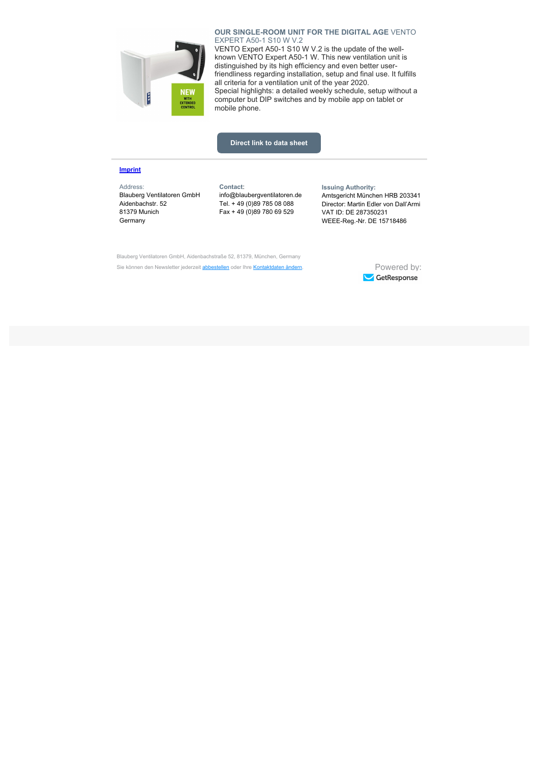**OUR SINGLE-ROOM UNIT FOR THE DIGITAL AGE** VENTO EXPERT A50-1 S10 W V.2

VENTO Expert A50-1 S10 W V.2 is the update of the well-known VENTO Expert A50-1 W. This new ventilation unit is distinguished by its high efficiency and even better user-friendliness regarding installation, setup and final use. It fulfills all criteria for a ventilation unit of the year 2020.
Special highlights: a detailed weekly schedule, setup without a computer but DIP switches and by mobile app on tablet or mobile phone.

**Direct link to data sheet**

---

**Imprint**

Address:
Blauberg Ventilatoren GmbH
Aidenbachstr. 52
81379 Munich
Germany

**Contact:**
info@blaubergventilatoren.de
Tel. + 49 (0)89 785 08 088
Fax + 49 (0)89 780 69 529

**Issuing Authority:**
Amtsgericht München HRB 203341
Director: Martin Edler von Dall'Armi
VAT ID: DE 287350231
WEEE-Reg.-Nr. DE 15718486

Blauberg Ventilatoren GmbH, Aidenbachstraße 52, 81379, München, Germany

Sie können den Newsletter jederzeit abbestellen oder Ihre Kontaktdaten ändern.

Powered by: GetResponse